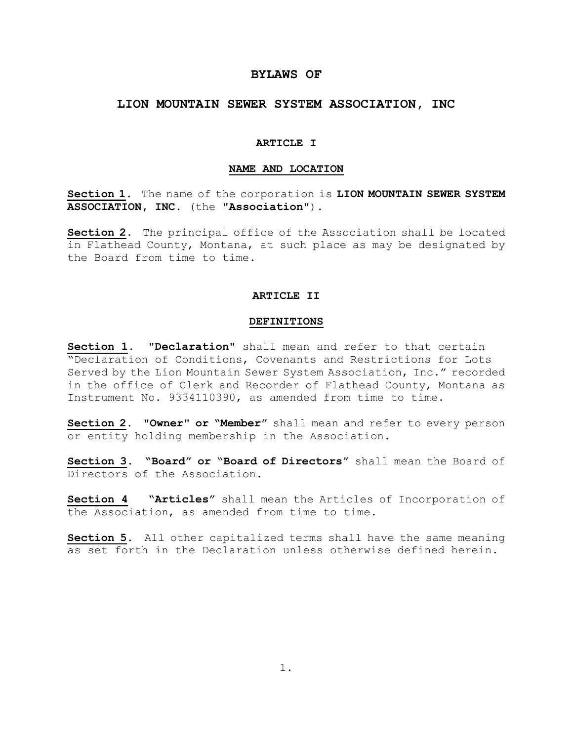# BYLAWS OF

# LION MOUNTAIN SEWER SYSTEM ASSOCIATION, INC

## ARTICLE I

## NAME AND LOCATION

**Section 1**. The name of the corporation is **LION MOUNTAIN SEWER SYSTEM ASSOCIATION, INC.** (the **"Association"**).

**Section 2**. The principal office of the Association shall be located in Flathead County, Montana, at such place as may be designated by the Board from time to time.

## ARTICLE II

## DEFINITIONS

**Section 1**. **"Declaration"** shall mean and refer to that certain "Declaration of Conditions, Covenants and Restrictions for Lots Served by the Lion Mountain Sewer System Association, Inc." recorded in the office of Clerk and Recorder of Flathead County, Montana as Instrument No. 9334110390, as amended from time to time.

**Section 2**. **"Owner" or "Member"** shall mean and refer to every person or entity holding membership in the Association.

**Section 3**. **"Board" or "Board of Directors"** shall mean the Board of Directors of the Association.

**Section 4** **"Articles"** shall mean the Articles of Incorporation of the Association, as amended from time to time.

**Section 5**. All other capitalized terms shall have the same meaning as set forth in the Declaration unless otherwise defined herein.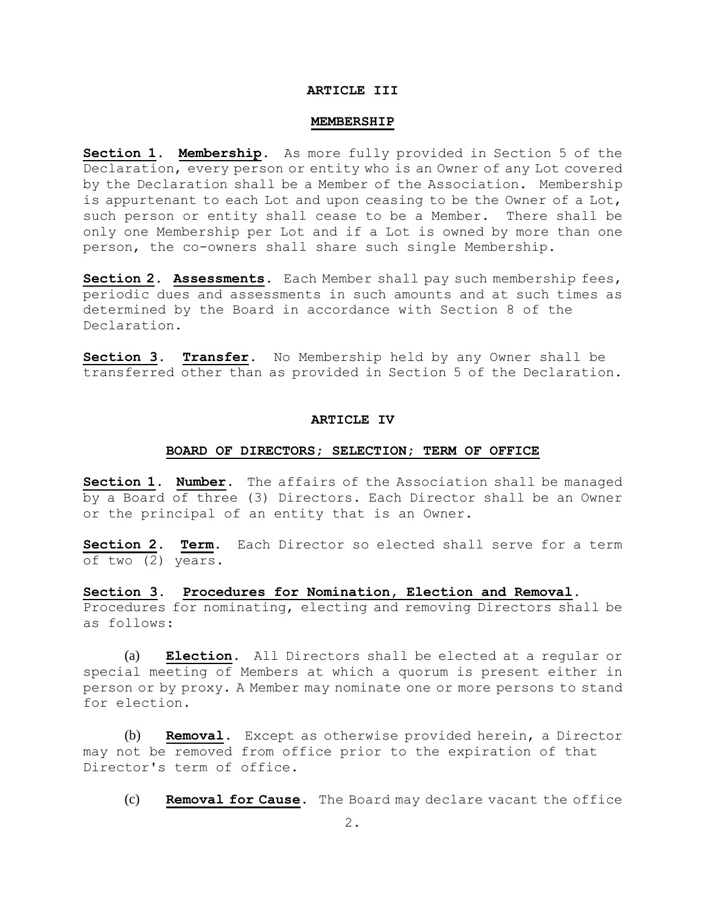## ARTICLE III

## MEMBERSHIP

**Section 1. Membership.** As more fully provided in Section 5 of the Declaration, every person or entity who is an Owner of any Lot covered by the Declaration shall be a Member of the Association. Membership is appurtenant to each Lot and upon ceasing to be the Owner of a Lot, such person or entity shall cease to be a Member. There shall be only one Membership per Lot and if a Lot is owned by more than one person, the co-owners shall share such single Membership.

**Section 2. Assessments.** Each Member shall pay such membership fees, periodic dues and assessments in such amounts and at such times as determined by the Board in accordance with Section 8 of the Declaration.

**Section 3. Transfer.** No Membership held by any Owner shall be transferred other than as provided in Section 5 of the Declaration.

## ARTICLE IV

## BOARD OF DIRECTORS; SELECTION; TERM OF OFFICE

**Section 1. Number.** The affairs of the Association shall be managed by a Board of three (3) Directors. Each Director shall be an Owner or the principal of an entity that is an Owner.

**Section 2. Term.** Each Director so elected shall serve for a term of two (2) years.

**Section 3. Procedures for Nomination, Election and Removal.** Procedures for nominating, electing and removing Directors shall be as follows:

(a) **Election.** All Directors shall be elected at a regular or special meeting of Members at which a quorum is present either in person or by proxy. A Member may nominate one or more persons to stand for election.

(b) **Removal.** Except as otherwise provided herein, a Director may not be removed from office prior to the expiration of that Director's term of office.

(c) **Removal for Cause.** The Board may declare vacant the office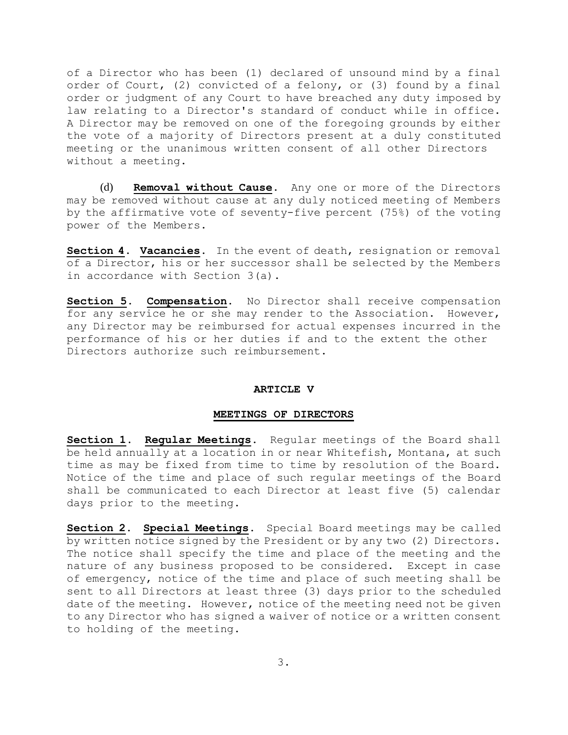of a Director who has been (1) declared of unsound mind by a final order of Court, (2) convicted of a felony, or (3) found by a final order or judgment of any Court to have breached any duty imposed by law relating to a Director's standard of conduct while in office. A Director may be removed on one of the foregoing grounds by either the vote of a majority of Directors present at a duly constituted meeting or the unanimous written consent of all other Directors without a meeting.

(d) **Removal without Cause**. Any one or more of the Directors may be removed without cause at any duly noticed meeting of Members by the affirmative vote of seventy-five percent (75%) of the voting power of the Members.

**Section 4**. **Vacancies**. In the event of death, resignation or removal of a Director, his or her successor shall be selected by the Members in accordance with Section 3(a).

**Section 5**. **Compensation**. No Director shall receive compensation for any service he or she may render to the Association. However, any Director may be reimbursed for actual expenses incurred in the performance of his or her duties if and to the extent the other Directors authorize such reimbursement.

## ARTICLE V

## MEETINGS OF DIRECTORS

**Section 1**. **Regular Meetings**. Regular meetings of the Board shall be held annually at a location in or near Whitefish, Montana, at such time as may be fixed from time to time by resolution of the Board. Notice of the time and place of such regular meetings of the Board shall be communicated to each Director at least five (5) calendar days prior to the meeting.

**Section 2**. **Special Meetings**. Special Board meetings may be called by written notice signed by the President or by any two (2) Directors. The notice shall specify the time and place of the meeting and the nature of any business proposed to be considered. Except in case of emergency, notice of the time and place of such meeting shall be sent to all Directors at least three (3) days prior to the scheduled date of the meeting. However, notice of the meeting need not be given to any Director who has signed a waiver of notice or a written consent to holding of the meeting.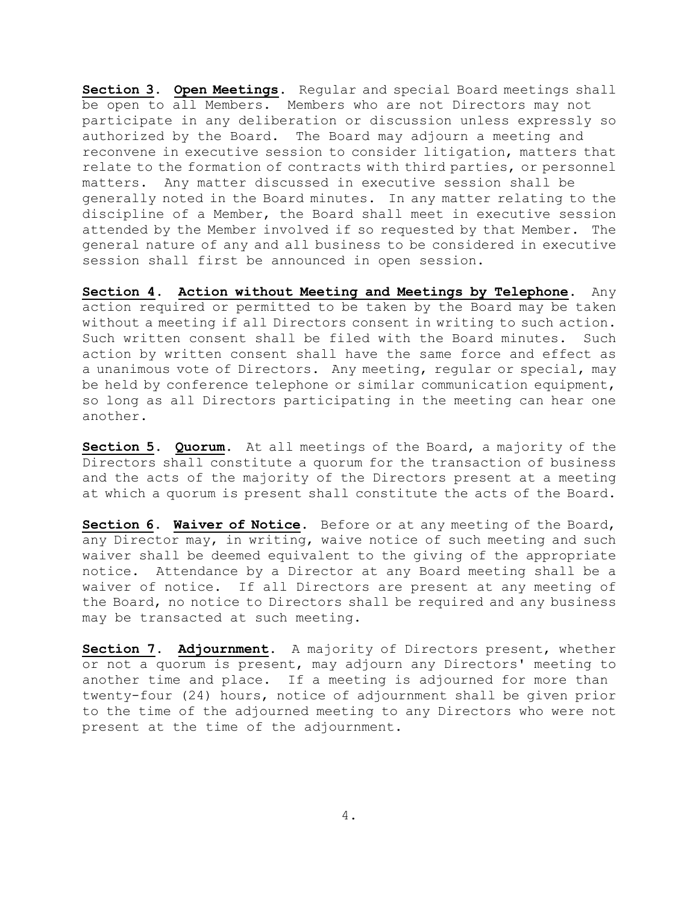**Section 3**. **Open Meetings**. Regular and special Board meetings shall be open to all Members. Members who are not Directors may not participate in any deliberation or discussion unless expressly so authorized by the Board. The Board may adjourn a meeting and reconvene in executive session to consider litigation, matters that relate to the formation of contracts with third parties, or personnel matters. Any matter discussed in executive session shall be generally noted in the Board minutes. In any matter relating to the discipline of a Member, the Board shall meet in executive session attended by the Member involved if so requested by that Member. The general nature of any and all business to be considered in executive session shall first be announced in open session.

**Section 4**. **Action without Meeting and Meetings by Telephone**. Any action required or permitted to be taken by the Board may be taken without a meeting if all Directors consent in writing to such action. Such written consent shall be filed with the Board minutes. Such action by written consent shall have the same force and effect as a unanimous vote of Directors. Any meeting, regular or special, may be held by conference telephone or similar communication equipment, so long as all Directors participating in the meeting can hear one another.

**Section 5**. **Quorum**. At all meetings of the Board, a majority of the Directors shall constitute a quorum for the transaction of business and the acts of the majority of the Directors present at a meeting at which a quorum is present shall constitute the acts of the Board.

**Section 6**. **Waiver of Notice**. Before or at any meeting of the Board, any Director may, in writing, waive notice of such meeting and such waiver shall be deemed equivalent to the giving of the appropriate notice. Attendance by a Director at any Board meeting shall be a waiver of notice. If all Directors are present at any meeting of the Board, no notice to Directors shall be required and any business may be transacted at such meeting.

**Section 7**. **Adjournment**. A majority of Directors present, whether or not a quorum is present, may adjourn any Directors' meeting to another time and place. If a meeting is adjourned for more than twenty-four (24) hours, notice of adjournment shall be given prior to the time of the adjourned meeting to any Directors who were not present at the time of the adjournment.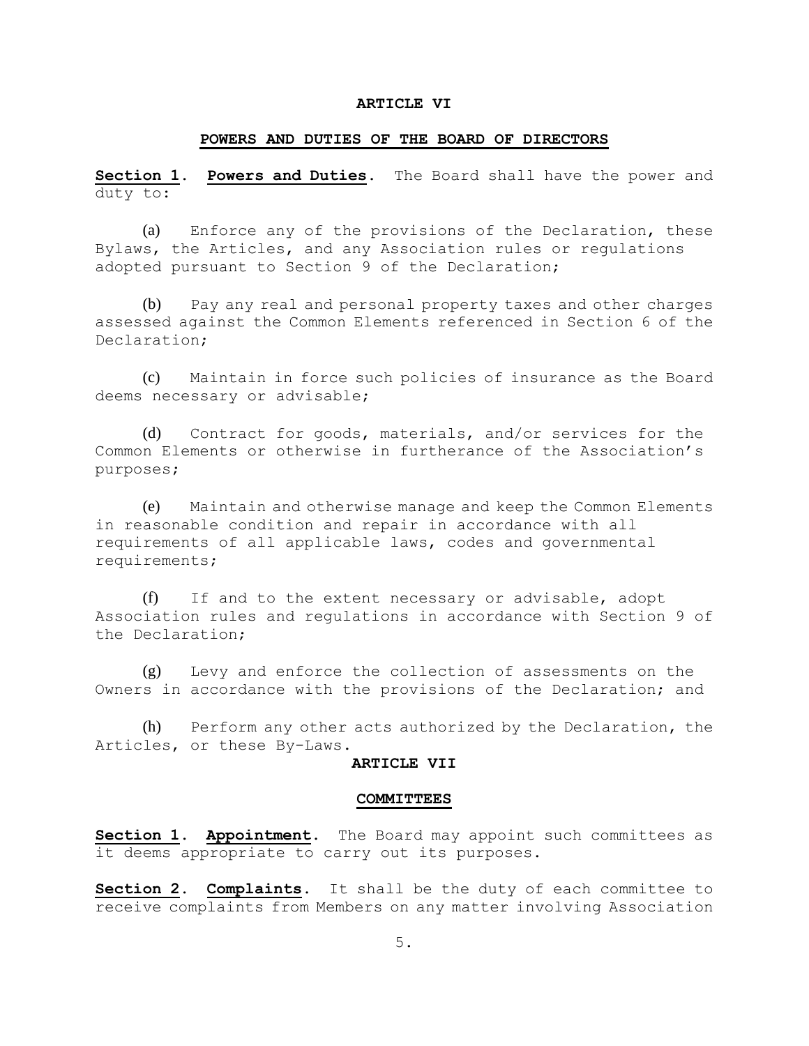## ARTICLE VI

## POWERS AND DUTIES OF THE BOARD OF DIRECTORS

**Section 1. Powers and Duties.** The Board shall have the power and duty to:

(a) Enforce any of the provisions of the Declaration, these Bylaws, the Articles, and any Association rules or regulations adopted pursuant to Section 9 of the Declaration;

(b) Pay any real and personal property taxes and other charges assessed against the Common Elements referenced in Section 6 of the Declaration;

(c) Maintain in force such policies of insurance as the Board deems necessary or advisable;

(d) Contract for goods, materials, and/or services for the Common Elements or otherwise in furtherance of the Association's purposes;

(e) Maintain and otherwise manage and keep the Common Elements in reasonable condition and repair in accordance with all requirements of all applicable laws, codes and governmental requirements;

(f) If and to the extent necessary or advisable, adopt Association rules and regulations in accordance with Section 9 of the Declaration;

(g) Levy and enforce the collection of assessments on the Owners in accordance with the provisions of the Declaration; and

(h) Perform any other acts authorized by the Declaration, the Articles, or these By-Laws.

## ARTICLE VII

## COMMITTEES

**Section 1. Appointment.** The Board may appoint such committees as it deems appropriate to carry out its purposes.

**Section 2. Complaints.** It shall be the duty of each committee to receive complaints from Members on any matter involving Association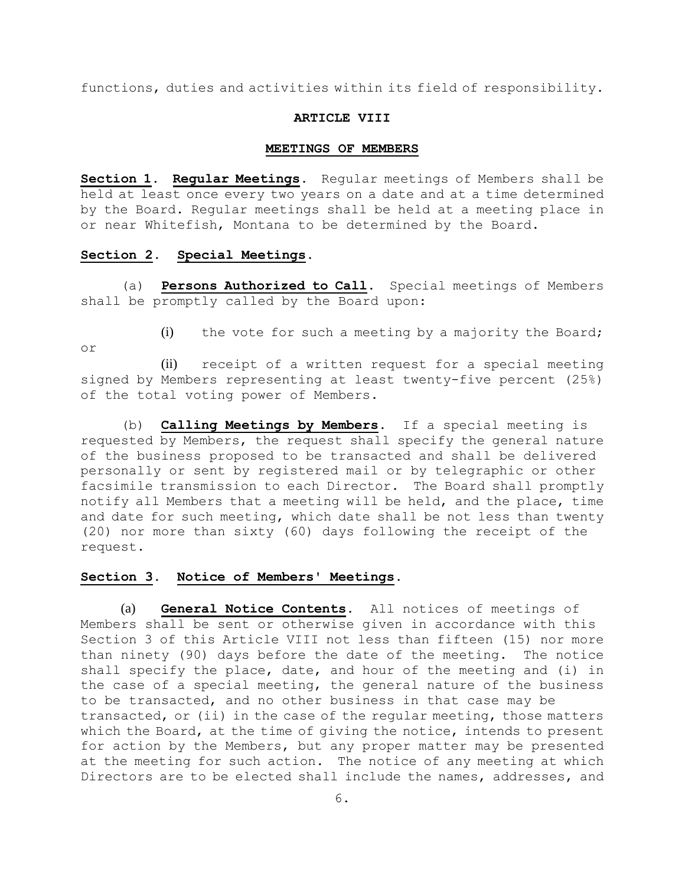functions, duties and activities within its field of responsibility.

## ARTICLE VIII

## MEETINGS OF MEMBERS

**Section 1. Regular Meetings.** Regular meetings of Members shall be held at least once every two years on a date and at a time determined by the Board. Regular meetings shall be held at a meeting place in or near Whitefish, Montana to be determined by the Board.

**Section 2. Special Meetings.**

(a) **Persons Authorized to Call.** Special meetings of Members shall be promptly called by the Board upon:

(i) the vote for such a meeting by a majority the Board; or

(ii) receipt of a written request for a special meeting signed by Members representing at least twenty-five percent (25%) of the total voting power of Members.

(b) **Calling Meetings by Members.** If a special meeting is requested by Members, the request shall specify the general nature of the business proposed to be transacted and shall be delivered personally or sent by registered mail or by telegraphic or other facsimile transmission to each Director. The Board shall promptly notify all Members that a meeting will be held, and the place, time and date for such meeting, which date shall be not less than twenty (20) nor more than sixty (60) days following the receipt of the request.

**Section 3. Notice of Members' Meetings.**

(a) **General Notice Contents.** All notices of meetings of Members shall be sent or otherwise given in accordance with this Section 3 of this Article VIII not less than fifteen (15) nor more than ninety (90) days before the date of the meeting. The notice shall specify the place, date, and hour of the meeting and (i) in the case of a special meeting, the general nature of the business to be transacted, and no other business in that case may be transacted, or (ii) in the case of the regular meeting, those matters which the Board, at the time of giving the notice, intends to present for action by the Members, but any proper matter may be presented at the meeting for such action. The notice of any meeting at which Directors are to be elected shall include the names, addresses, and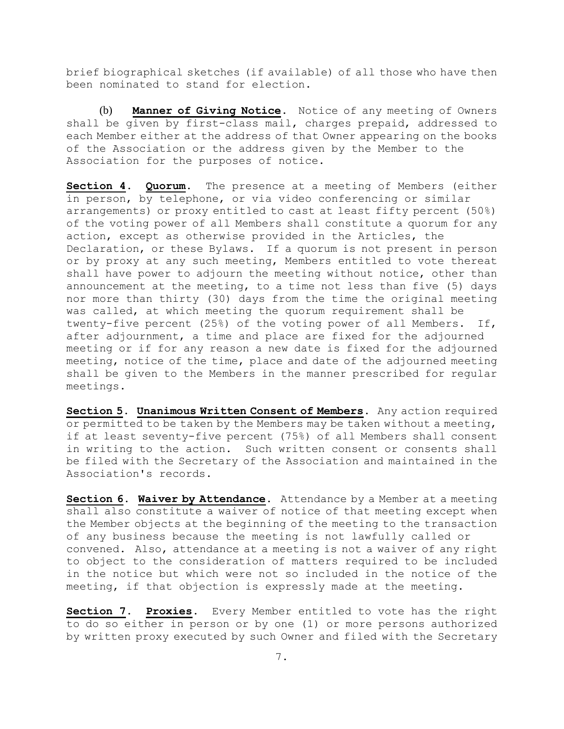brief biographical sketches (if available) of all those who have then been nominated to stand for election.

(b) **Manner of Giving Notice**. Notice of any meeting of Owners shall be given by first-class mail, charges prepaid, addressed to each Member either at the address of that Owner appearing on the books of the Association or the address given by the Member to the Association for the purposes of notice.

**Section 4. Quorum**. The presence at a meeting of Members (either in person, by telephone, or via video conferencing or similar arrangements) or proxy entitled to cast at least fifty percent (50%) of the voting power of all Members shall constitute a quorum for any action, except as otherwise provided in the Articles, the Declaration, or these Bylaws. If a quorum is not present in person or by proxy at any such meeting, Members entitled to vote thereat shall have power to adjourn the meeting without notice, other than announcement at the meeting, to a time not less than five (5) days nor more than thirty (30) days from the time the original meeting was called, at which meeting the quorum requirement shall be twenty-five percent (25%) of the voting power of all Members. If, after adjournment, a time and place are fixed for the adjourned meeting or if for any reason a new date is fixed for the adjourned meeting, notice of the time, place and date of the adjourned meeting shall be given to the Members in the manner prescribed for regular meetings.

**Section 5. Unanimous Written Consent of Members**. Any action required or permitted to be taken by the Members may be taken without a meeting, if at least seventy-five percent (75%) of all Members shall consent in writing to the action. Such written consent or consents shall be filed with the Secretary of the Association and maintained in the Association's records.

**Section 6. Waiver by Attendance**. Attendance by a Member at a meeting shall also constitute a waiver of notice of that meeting except when the Member objects at the beginning of the meeting to the transaction of any business because the meeting is not lawfully called or convened. Also, attendance at a meeting is not a waiver of any right to object to the consideration of matters required to be included in the notice but which were not so included in the notice of the meeting, if that objection is expressly made at the meeting.

**Section 7. Proxies**. Every Member entitled to vote has the right to do so either in person or by one (1) or more persons authorized by written proxy executed by such Owner and filed with the Secretary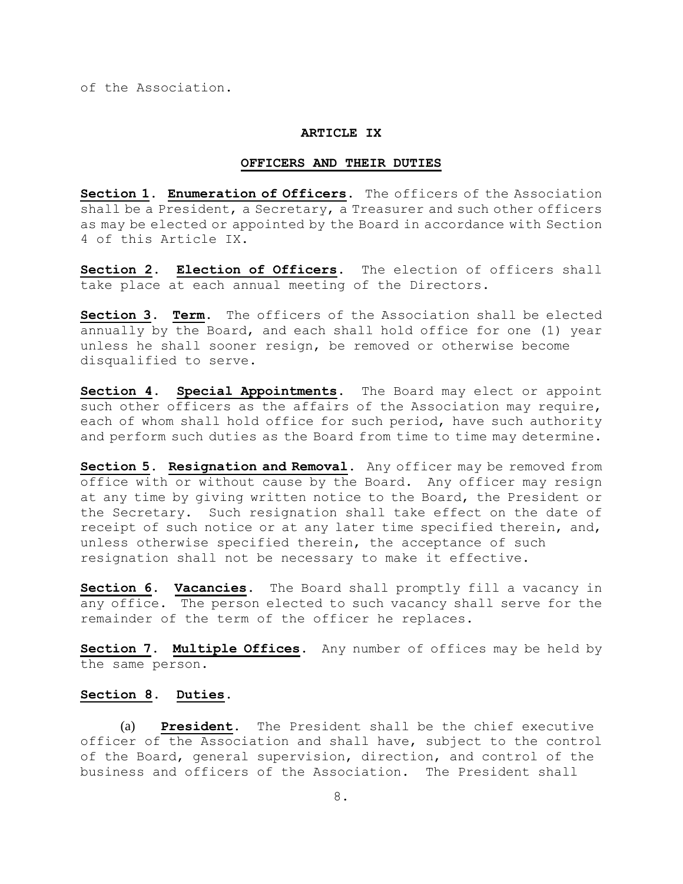of the Association.

## ARTICLE IX

## OFFICERS AND THEIR DUTIES

**Section 1. Enumeration of Officers.** The officers of the Association shall be a President, a Secretary, a Treasurer and such other officers as may be elected or appointed by the Board in accordance with Section 4 of this Article IX.

**Section 2. Election of Officers.** The election of officers shall take place at each annual meeting of the Directors.

**Section 3. Term.** The officers of the Association shall be elected annually by the Board, and each shall hold office for one (1) year unless he shall sooner resign, be removed or otherwise become disqualified to serve.

**Section 4. Special Appointments.** The Board may elect or appoint such other officers as the affairs of the Association may require, each of whom shall hold office for such period, have such authority and perform such duties as the Board from time to time may determine.

**Section 5. Resignation and Removal.** Any officer may be removed from office with or without cause by the Board. Any officer may resign at any time by giving written notice to the Board, the President or the Secretary. Such resignation shall take effect on the date of receipt of such notice or at any later time specified therein, and, unless otherwise specified therein, the acceptance of such resignation shall not be necessary to make it effective.

**Section 6. Vacancies.** The Board shall promptly fill a vacancy in any office. The person elected to such vacancy shall serve for the remainder of the term of the officer he replaces.

**Section 7. Multiple Offices.** Any number of offices may be held by the same person.

**Section 8. Duties.**

(a) **President.** The President shall be the chief executive officer of the Association and shall have, subject to the control of the Board, general supervision, direction, and control of the business and officers of the Association. The President shall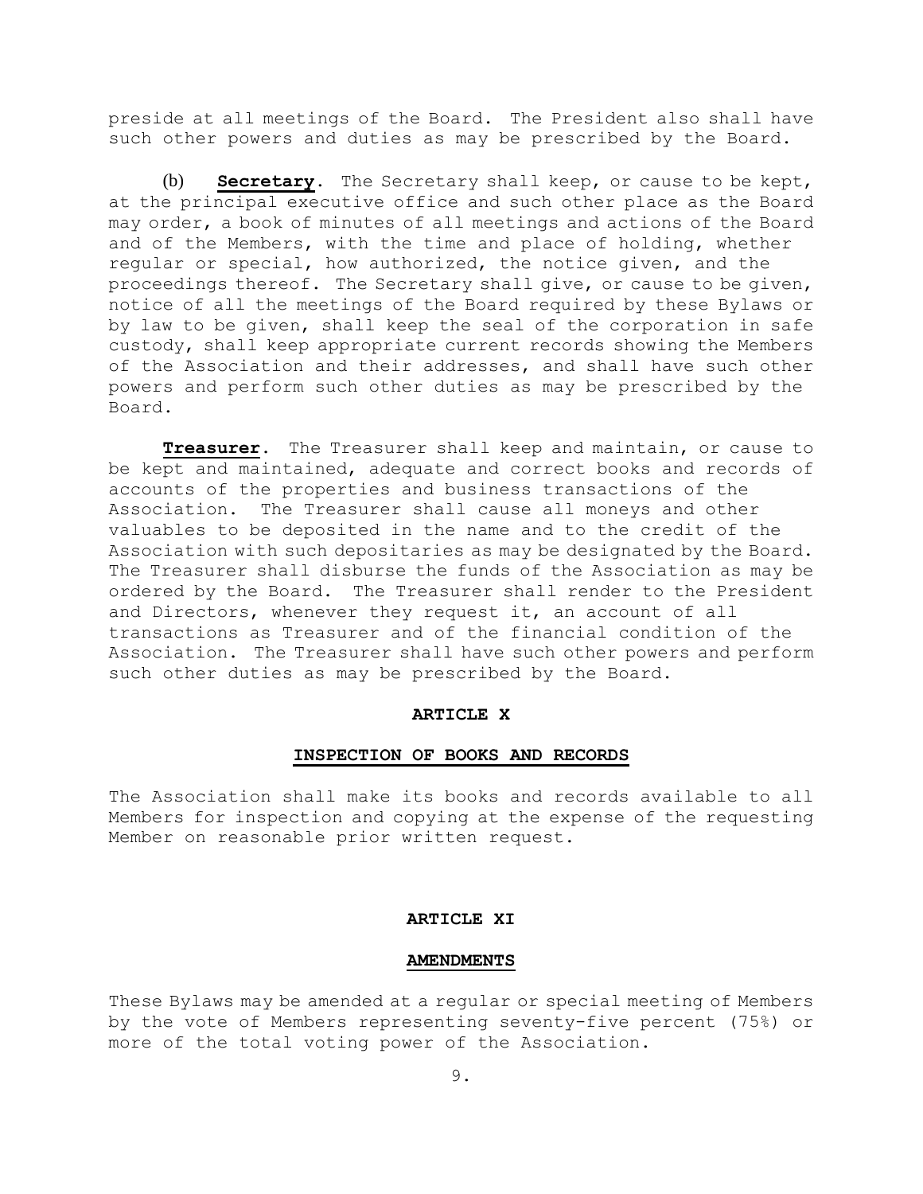preside at all meetings of the Board. The President also shall have such other powers and duties as may be prescribed by the Board.

(b) **Secretary**. The Secretary shall keep, or cause to be kept, at the principal executive office and such other place as the Board may order, a book of minutes of all meetings and actions of the Board and of the Members, with the time and place of holding, whether regular or special, how authorized, the notice given, and the proceedings thereof. The Secretary shall give, or cause to be given, notice of all the meetings of the Board required by these Bylaws or by law to be given, shall keep the seal of the corporation in safe custody, shall keep appropriate current records showing the Members of the Association and their addresses, and shall have such other powers and perform such other duties as may be prescribed by the Board.

**Treasurer**. The Treasurer shall keep and maintain, or cause to be kept and maintained, adequate and correct books and records of accounts of the properties and business transactions of the Association. The Treasurer shall cause all moneys and other valuables to be deposited in the name and to the credit of the Association with such depositaries as may be designated by the Board. The Treasurer shall disburse the funds of the Association as may be ordered by the Board. The Treasurer shall render to the President and Directors, whenever they request it, an account of all transactions as Treasurer and of the financial condition of the Association. The Treasurer shall have such other powers and perform such other duties as may be prescribed by the Board.

## ARTICLE X

## INSPECTION OF BOOKS AND RECORDS

The Association shall make its books and records available to all Members for inspection and copying at the expense of the requesting Member on reasonable prior written request.

## ARTICLE XI

## AMENDMENTS

These Bylaws may be amended at a regular or special meeting of Members by the vote of Members representing seventy-five percent (75%) or more of the total voting power of the Association.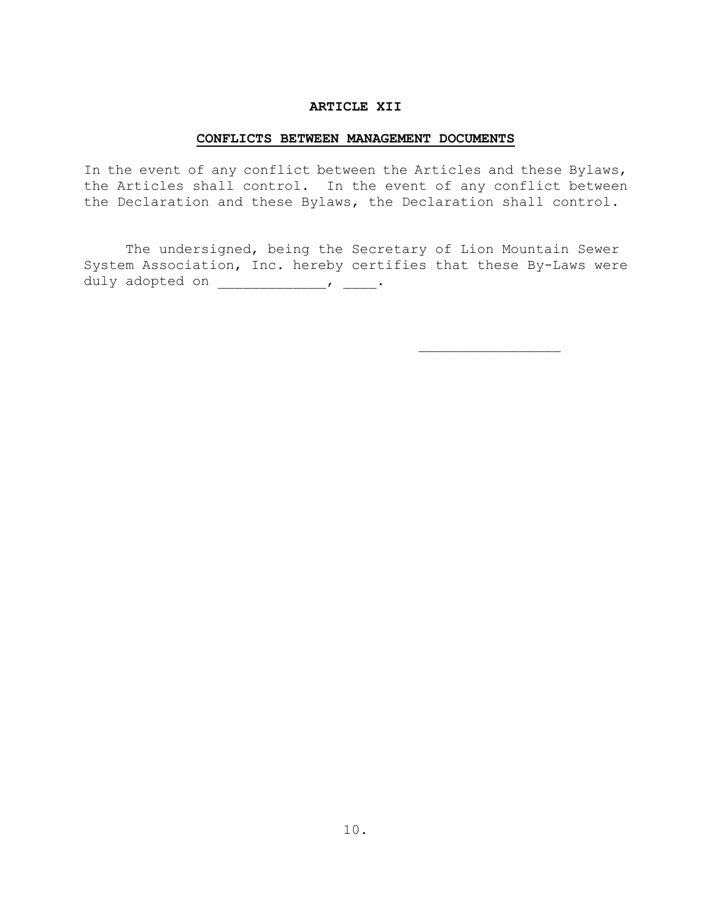## ARTICLE XII

## CONFLICTS BETWEEN MANAGEMENT DOCUMENTS

In the event of any conflict between the Articles and these Bylaws, the Articles shall control. In the event of any conflict between the Declaration and these Bylaws, the Declaration shall control.

The undersigned, being the Secretary of Lion Mountain Sewer System Association, Inc. hereby certifies that these By-Laws were duly adopted on _____________, ____.

_________________